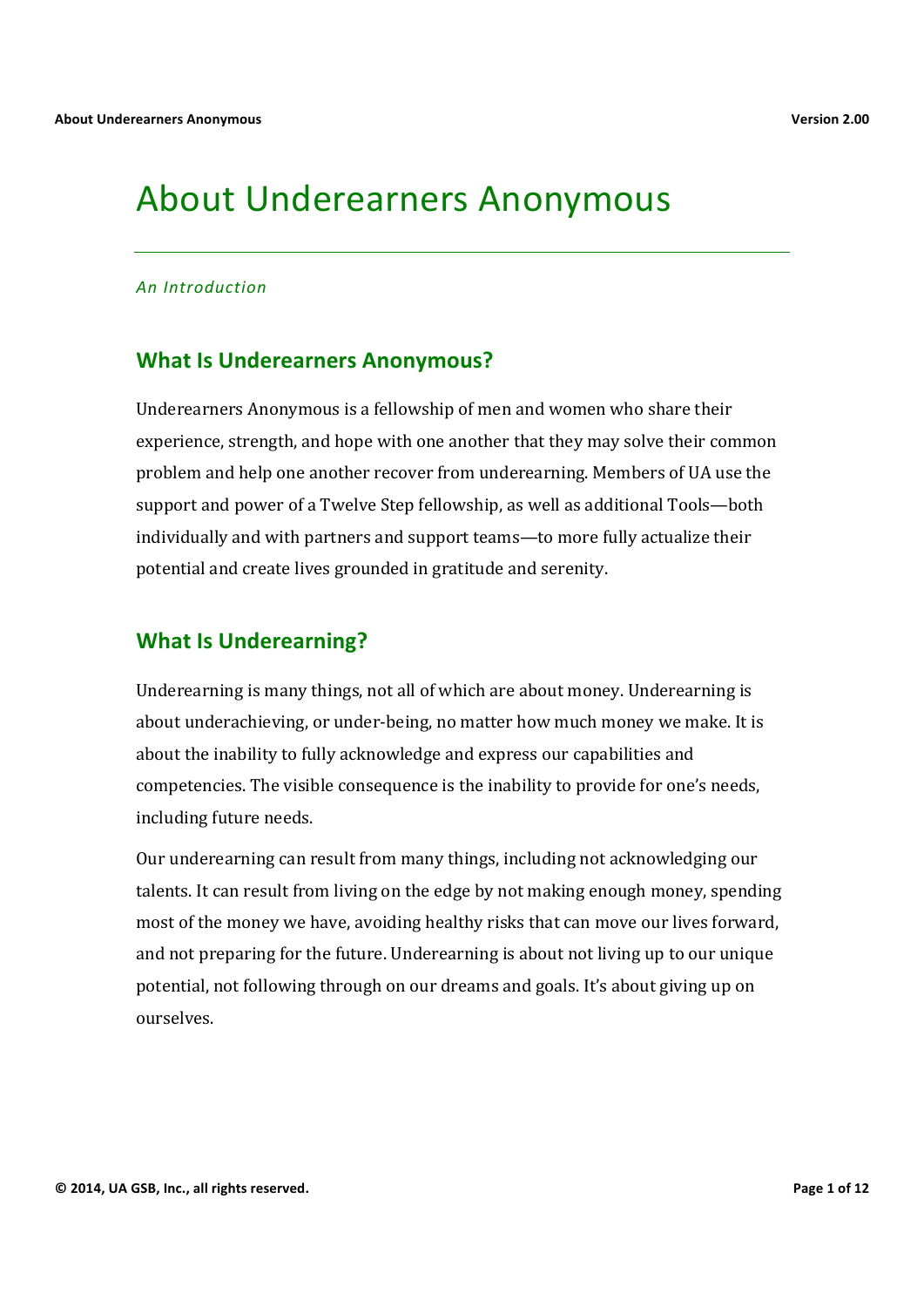# About Underearners Anonymous

*An Introduction*

## What Is Underearners Anonymous?

Underearners Anonymous is a fellowship of men and women who share their experience, strength, and hope with one another that they may solve their common problem and help one another recover from underearning. Members of UA use the support and power of a Twelve Step fellowship, as well as additional Tools—both individually and with partners and support teams—to more fully actualize their potential and create lives grounded in gratitude and serenity.

## What Is Underearning?

Underearning is many things, not all of which are about money. Underearning is about underachieving, or under-being, no matter how much money we make. It is about the inability to fully acknowledge and express our capabilities and competencies. The visible consequence is the inability to provide for one's needs, including future needs.

Our underearning can result from many things, including not acknowledging our talents. It can result from living on the edge by not making enough money, spending most of the money we have, avoiding healthy risks that can move our lives forward, and not preparing for the future. Underearning is about not living up to our unique potential, not following through on our dreams and goals. It's about giving up on ourselves.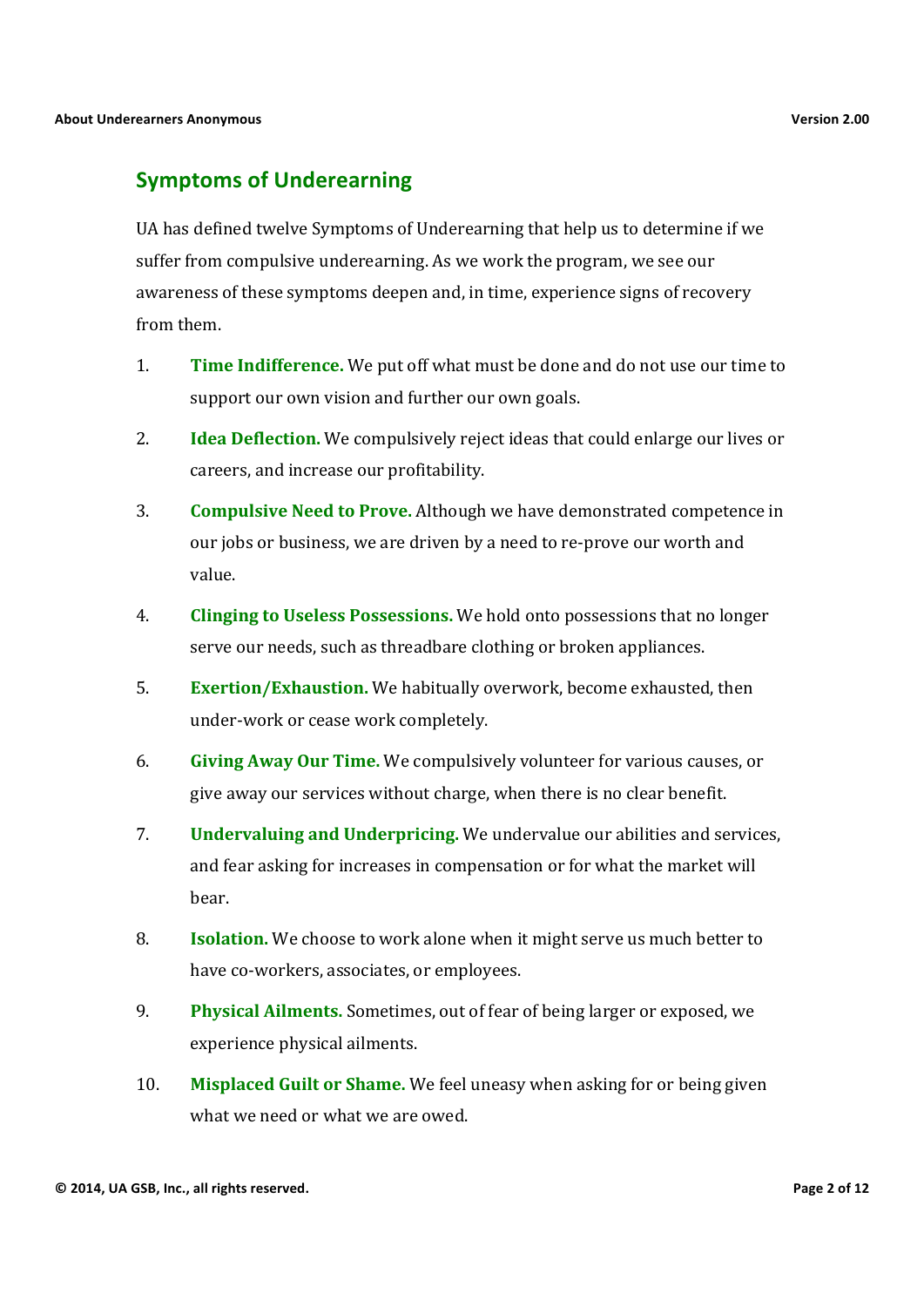## Symptoms of Underearning

UA has defined twelve Symptoms of Underearning that help us to determine if we suffer from compulsive underearning. As we work the program, we see our awareness of these symptoms deepen and, in time, experience signs of recovery from them.

1. **Time Indifference.** We put off what must be done and do not use our time to support our own vision and further our own goals.
2. **Idea Deflection.** We compulsively reject ideas that could enlarge our lives or careers, and increase our profitability.
3. **Compulsive Need to Prove.** Although we have demonstrated competence in our jobs or business, we are driven by a need to re-prove our worth and value.
4. **Clinging to Useless Possessions.** We hold onto possessions that no longer serve our needs, such as threadbare clothing or broken appliances.
5. **Exertion/Exhaustion.** We habitually overwork, become exhausted, then under-work or cease work completely.
6. **Giving Away Our Time.** We compulsively volunteer for various causes, or give away our services without charge, when there is no clear benefit.
7. **Undervaluing and Underpricing.** We undervalue our abilities and services, and fear asking for increases in compensation or for what the market will bear.
8. **Isolation.** We choose to work alone when it might serve us much better to have co-workers, associates, or employees.
9. **Physical Ailments.** Sometimes, out of fear of being larger or exposed, we experience physical ailments.
10. **Misplaced Guilt or Shame.** We feel uneasy when asking for or being given what we need or what we are owed.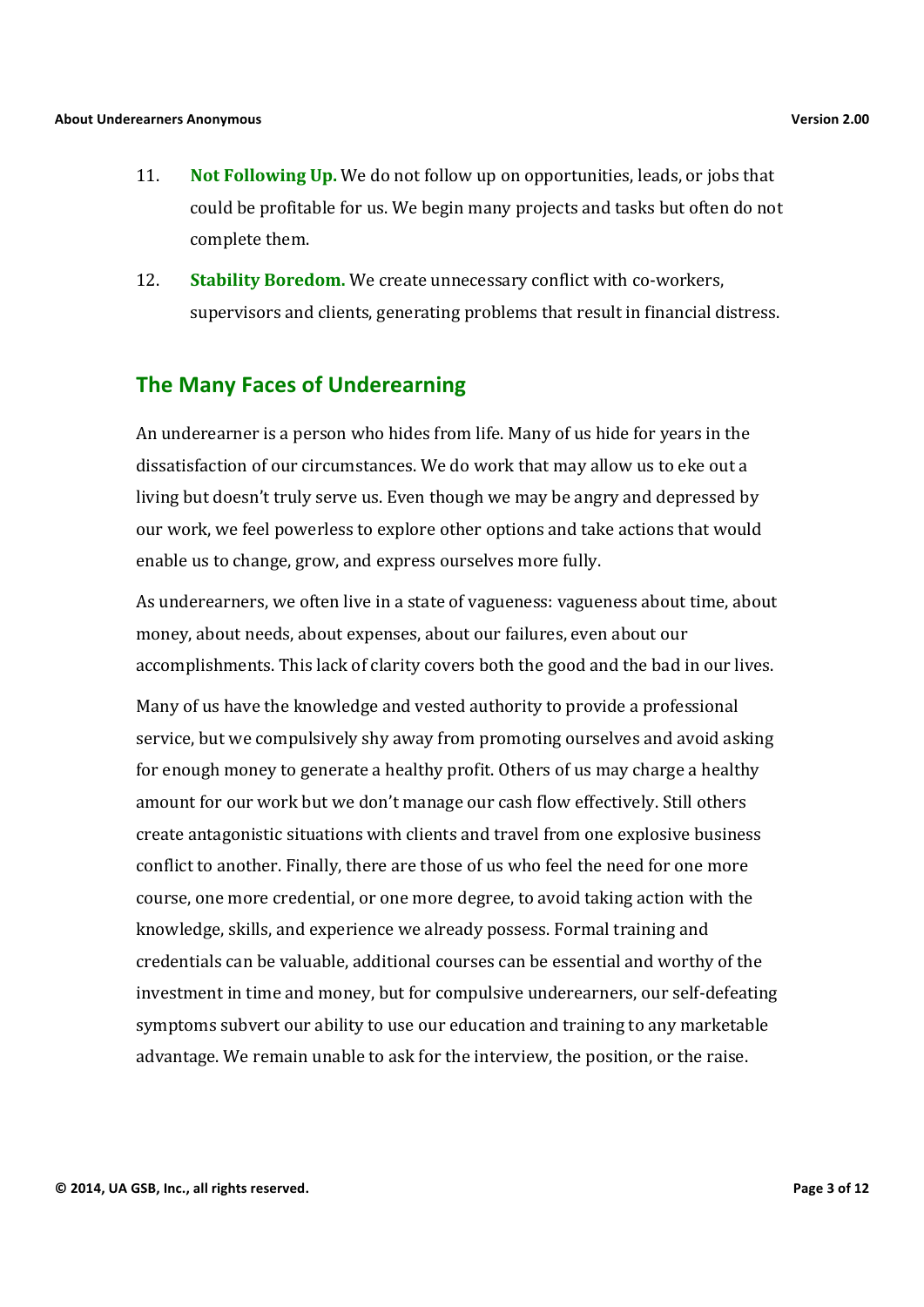11. **Not Following Up.** We do not follow up on opportunities, leads, or jobs that could be profitable for us. We begin many projects and tasks but often do not complete them.

12. **Stability Boredom.** We create unnecessary conflict with co-workers, supervisors and clients, generating problems that result in financial distress.

## The Many Faces of Underearning

An underearner is a person who hides from life. Many of us hide for years in the dissatisfaction of our circumstances. We do work that may allow us to eke out a living but doesn't truly serve us. Even though we may be angry and depressed by our work, we feel powerless to explore other options and take actions that would enable us to change, grow, and express ourselves more fully.

As underearners, we often live in a state of vagueness: vagueness about time, about money, about needs, about expenses, about our failures, even about our accomplishments. This lack of clarity covers both the good and the bad in our lives.

Many of us have the knowledge and vested authority to provide a professional service, but we compulsively shy away from promoting ourselves and avoid asking for enough money to generate a healthy profit. Others of us may charge a healthy amount for our work but we don't manage our cash flow effectively. Still others create antagonistic situations with clients and travel from one explosive business conflict to another. Finally, there are those of us who feel the need for one more course, one more credential, or one more degree, to avoid taking action with the knowledge, skills, and experience we already possess. Formal training and credentials can be valuable, additional courses can be essential and worthy of the investment in time and money, but for compulsive underearners, our self-defeating symptoms subvert our ability to use our education and training to any marketable advantage. We remain unable to ask for the interview, the position, or the raise.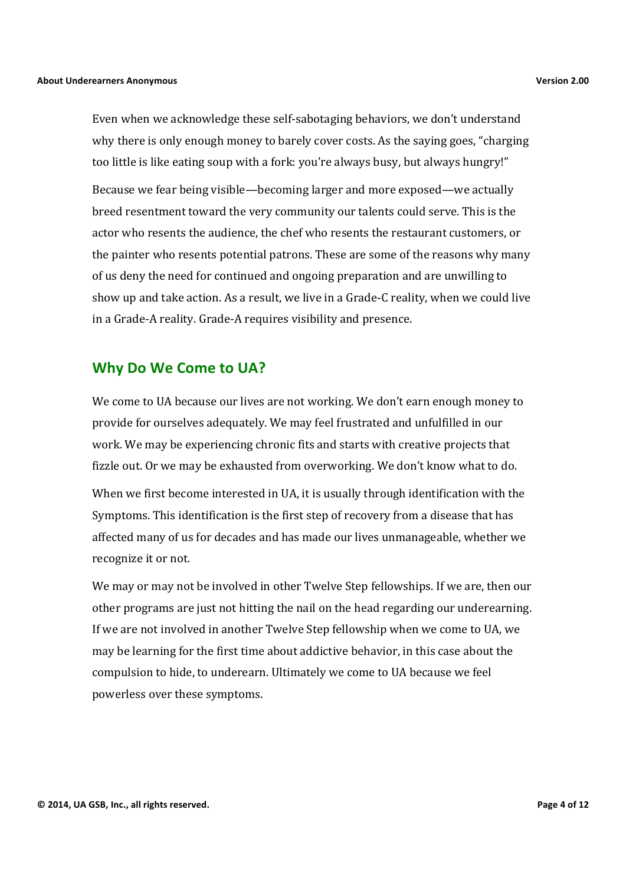Even when we acknowledge these self-sabotaging behaviors, we don't understand why there is only enough money to barely cover costs. As the saying goes, "charging too little is like eating soup with a fork: you're always busy, but always hungry!"

Because we fear being visible—becoming larger and more exposed—we actually breed resentment toward the very community our talents could serve. This is the actor who resents the audience, the chef who resents the restaurant customers, or the painter who resents potential patrons. These are some of the reasons why many of us deny the need for continued and ongoing preparation and are unwilling to show up and take action. As a result, we live in a Grade-C reality, when we could live in a Grade-A reality. Grade-A requires visibility and presence.

## Why Do We Come to UA?

We come to UA because our lives are not working. We don't earn enough money to provide for ourselves adequately. We may feel frustrated and unfulfilled in our work. We may be experiencing chronic fits and starts with creative projects that fizzle out. Or we may be exhausted from overworking. We don't know what to do.

When we first become interested in UA, it is usually through identification with the Symptoms. This identification is the first step of recovery from a disease that has affected many of us for decades and has made our lives unmanageable, whether we recognize it or not.

We may or may not be involved in other Twelve Step fellowships. If we are, then our other programs are just not hitting the nail on the head regarding our underearning. If we are not involved in another Twelve Step fellowship when we come to UA, we may be learning for the first time about addictive behavior, in this case about the compulsion to hide, to underearn. Ultimately we come to UA because we feel powerless over these symptoms.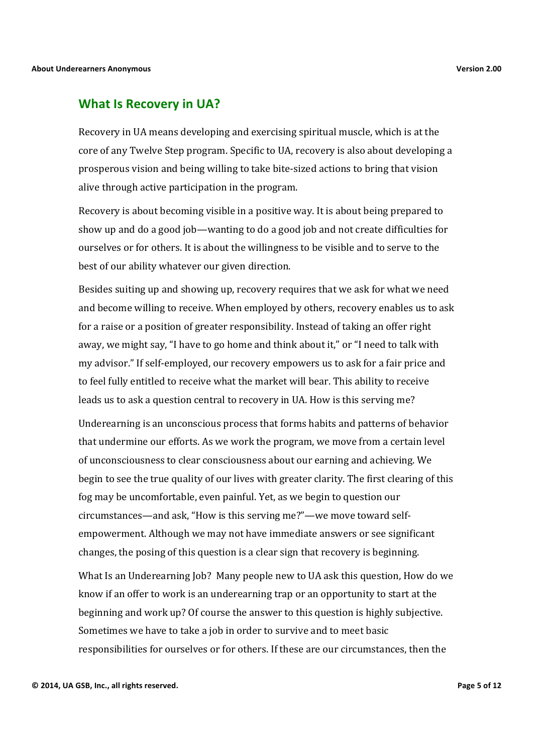## What Is Recovery in UA?

Recovery in UA means developing and exercising spiritual muscle, which is at the core of any Twelve Step program. Specific to UA, recovery is also about developing a prosperous vision and being willing to take bite-sized actions to bring that vision alive through active participation in the program.

Recovery is about becoming visible in a positive way. It is about being prepared to show up and do a good job—wanting to do a good job and not create difficulties for ourselves or for others. It is about the willingness to be visible and to serve to the best of our ability whatever our given direction.

Besides suiting up and showing up, recovery requires that we ask for what we need and become willing to receive. When employed by others, recovery enables us to ask for a raise or a position of greater responsibility. Instead of taking an offer right away, we might say, "I have to go home and think about it," or "I need to talk with my advisor." If self-employed, our recovery empowers us to ask for a fair price and to feel fully entitled to receive what the market will bear. This ability to receive leads us to ask a question central to recovery in UA. How is this serving me?

Underearning is an unconscious process that forms habits and patterns of behavior that undermine our efforts. As we work the program, we move from a certain level of unconsciousness to clear consciousness about our earning and achieving. We begin to see the true quality of our lives with greater clarity. The first clearing of this fog may be uncomfortable, even painful. Yet, as we begin to question our circumstances—and ask, "How is this serving me?"—we move toward self-empowerment. Although we may not have immediate answers or see significant changes, the posing of this question is a clear sign that recovery is beginning.

What Is an Underearning Job? Many people new to UA ask this question, How do we know if an offer to work is an underearning trap or an opportunity to start at the beginning and work up? Of course the answer to this question is highly subjective. Sometimes we have to take a job in order to survive and to meet basic responsibilities for ourselves or for others. If these are our circumstances, then the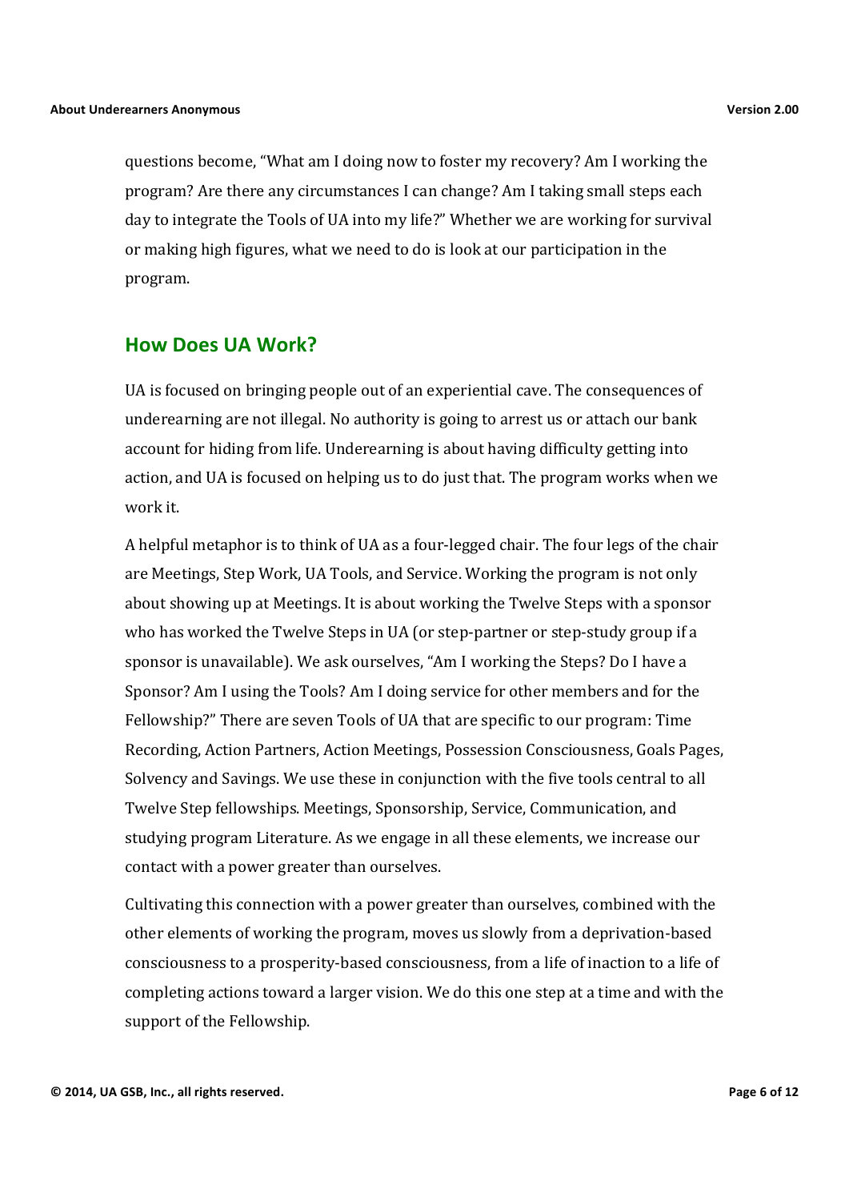questions become, "What am I doing now to foster my recovery? Am I working the program? Are there any circumstances I can change? Am I taking small steps each day to integrate the Tools of UA into my life?" Whether we are working for survival or making high figures, what we need to do is look at our participation in the program.

## How Does UA Work?

UA is focused on bringing people out of an experiential cave. The consequences of underearning are not illegal. No authority is going to arrest us or attach our bank account for hiding from life. Underearning is about having difficulty getting into action, and UA is focused on helping us to do just that. The program works when we work it.

A helpful metaphor is to think of UA as a four-legged chair. The four legs of the chair are Meetings, Step Work, UA Tools, and Service. Working the program is not only about showing up at Meetings. It is about working the Twelve Steps with a sponsor who has worked the Twelve Steps in UA (or step-partner or step-study group if a sponsor is unavailable). We ask ourselves, "Am I working the Steps? Do I have a Sponsor? Am I using the Tools? Am I doing service for other members and for the Fellowship?" There are seven Tools of UA that are specific to our program: Time Recording, Action Partners, Action Meetings, Possession Consciousness, Goals Pages, Solvency and Savings. We use these in conjunction with the five tools central to all Twelve Step fellowships. Meetings, Sponsorship, Service, Communication, and studying program Literature. As we engage in all these elements, we increase our contact with a power greater than ourselves.

Cultivating this connection with a power greater than ourselves, combined with the other elements of working the program, moves us slowly from a deprivation-based consciousness to a prosperity-based consciousness, from a life of inaction to a life of completing actions toward a larger vision. We do this one step at a time and with the support of the Fellowship.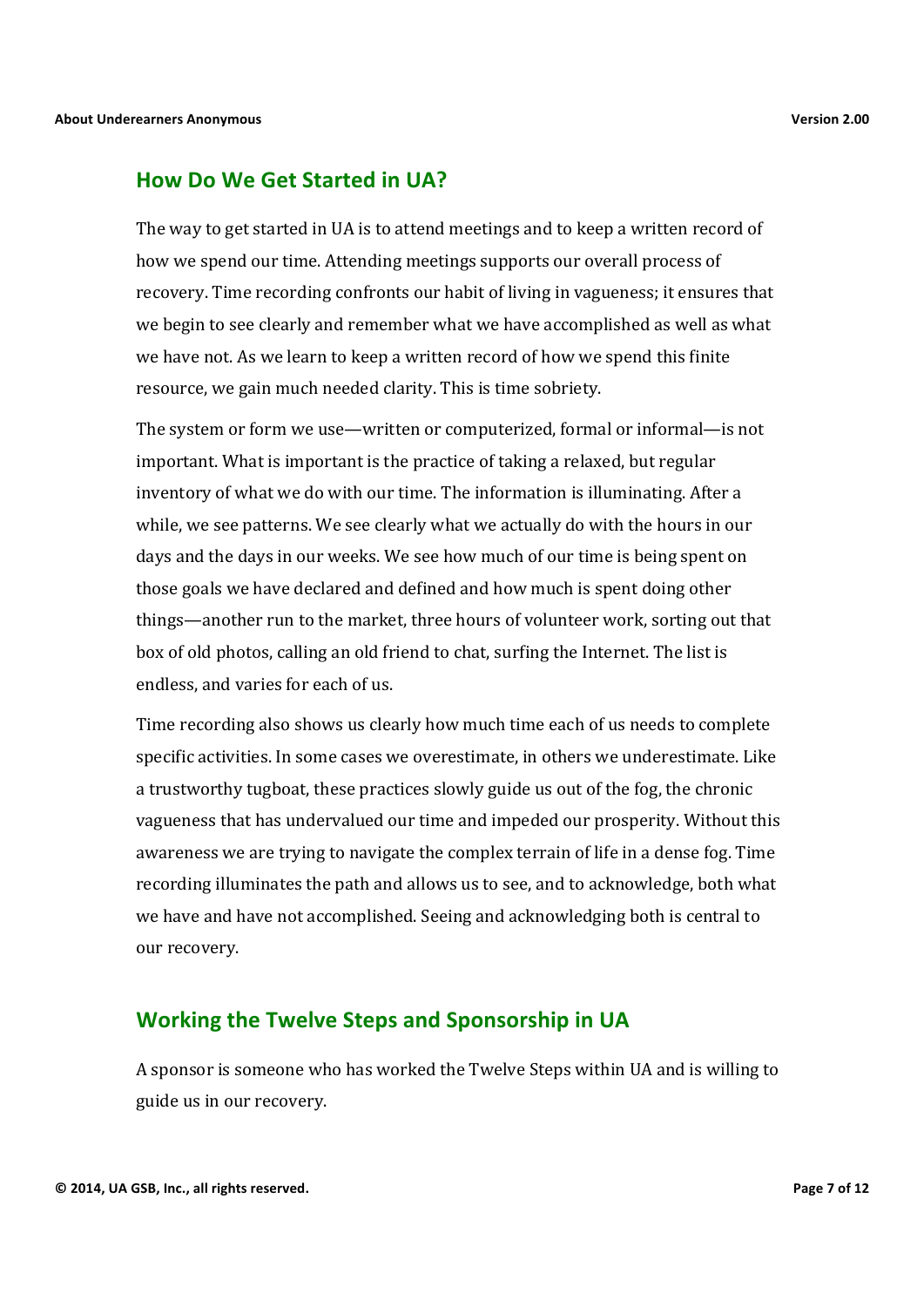## How Do We Get Started in UA?

The way to get started in UA is to attend meetings and to keep a written record of how we spend our time. Attending meetings supports our overall process of recovery. Time recording confronts our habit of living in vagueness; it ensures that we begin to see clearly and remember what we have accomplished as well as what we have not. As we learn to keep a written record of how we spend this finite resource, we gain much needed clarity. This is time sobriety.

The system or form we use—written or computerized, formal or informal—is not important. What is important is the practice of taking a relaxed, but regular inventory of what we do with our time. The information is illuminating. After a while, we see patterns. We see clearly what we actually do with the hours in our days and the days in our weeks. We see how much of our time is being spent on those goals we have declared and defined and how much is spent doing other things—another run to the market, three hours of volunteer work, sorting out that box of old photos, calling an old friend to chat, surfing the Internet. The list is endless, and varies for each of us.

Time recording also shows us clearly how much time each of us needs to complete specific activities. In some cases we overestimate, in others we underestimate. Like a trustworthy tugboat, these practices slowly guide us out of the fog, the chronic vagueness that has undervalued our time and impeded our prosperity. Without this awareness we are trying to navigate the complex terrain of life in a dense fog. Time recording illuminates the path and allows us to see, and to acknowledge, both what we have and have not accomplished. Seeing and acknowledging both is central to our recovery.

## Working the Twelve Steps and Sponsorship in UA

A sponsor is someone who has worked the Twelve Steps within UA and is willing to guide us in our recovery.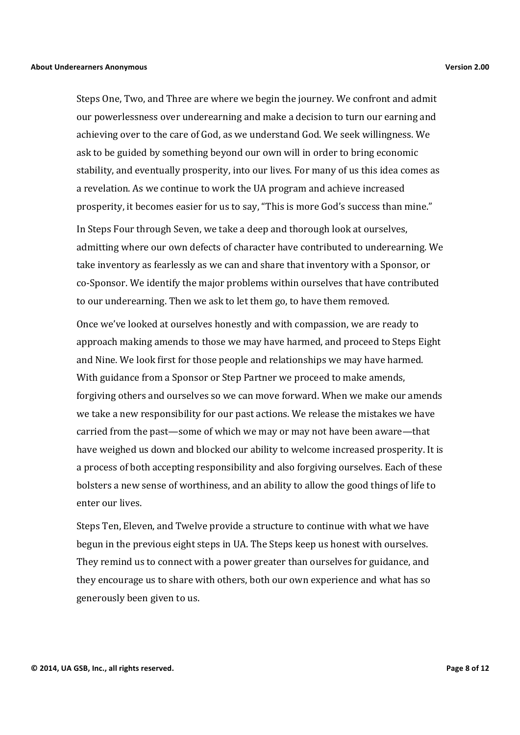Steps One, Two, and Three are where we begin the journey. We confront and admit our powerlessness over underearning and make a decision to turn our earning and achieving over to the care of God, as we understand God. We seek willingness. We ask to be guided by something beyond our own will in order to bring economic stability, and eventually prosperity, into our lives. For many of us this idea comes as a revelation. As we continue to work the UA program and achieve increased prosperity, it becomes easier for us to say, "This is more God's success than mine."

In Steps Four through Seven, we take a deep and thorough look at ourselves, admitting where our own defects of character have contributed to underearning. We take inventory as fearlessly as we can and share that inventory with a Sponsor, or co-Sponsor. We identify the major problems within ourselves that have contributed to our underearning. Then we ask to let them go, to have them removed.

Once we've looked at ourselves honestly and with compassion, we are ready to approach making amends to those we may have harmed, and proceed to Steps Eight and Nine. We look first for those people and relationships we may have harmed. With guidance from a Sponsor or Step Partner we proceed to make amends, forgiving others and ourselves so we can move forward. When we make our amends we take a new responsibility for our past actions. We release the mistakes we have carried from the past—some of which we may or may not have been aware—that have weighed us down and blocked our ability to welcome increased prosperity. It is a process of both accepting responsibility and also forgiving ourselves. Each of these bolsters a new sense of worthiness, and an ability to allow the good things of life to enter our lives.

Steps Ten, Eleven, and Twelve provide a structure to continue with what we have begun in the previous eight steps in UA. The Steps keep us honest with ourselves. They remind us to connect with a power greater than ourselves for guidance, and they encourage us to share with others, both our own experience and what has so generously been given to us.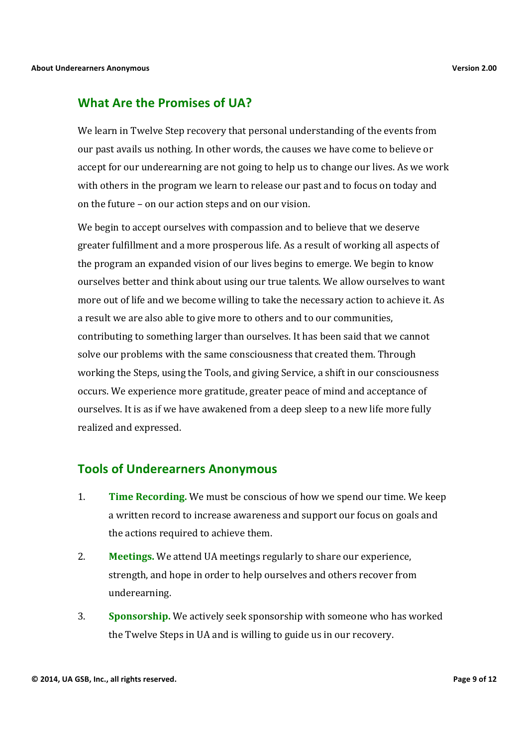## What Are the Promises of UA?

We learn in Twelve Step recovery that personal understanding of the events from our past avails us nothing. In other words, the causes we have come to believe or accept for our underearning are not going to help us to change our lives. As we work with others in the program we learn to release our past and to focus on today and on the future – on our action steps and on our vision.

We begin to accept ourselves with compassion and to believe that we deserve greater fulfillment and a more prosperous life. As a result of working all aspects of the program an expanded vision of our lives begins to emerge. We begin to know ourselves better and think about using our true talents. We allow ourselves to want more out of life and we become willing to take the necessary action to achieve it. As a result we are also able to give more to others and to our communities, contributing to something larger than ourselves. It has been said that we cannot solve our problems with the same consciousness that created them. Through working the Steps, using the Tools, and giving Service, a shift in our consciousness occurs. We experience more gratitude, greater peace of mind and acceptance of ourselves. It is as if we have awakened from a deep sleep to a new life more fully realized and expressed.

## Tools of Underearners Anonymous

1. **Time Recording.** We must be conscious of how we spend our time. We keep a written record to increase awareness and support our focus on goals and the actions required to achieve them.
2. **Meetings.** We attend UA meetings regularly to share our experience, strength, and hope in order to help ourselves and others recover from underearning.
3. **Sponsorship.** We actively seek sponsorship with someone who has worked the Twelve Steps in UA and is willing to guide us in our recovery.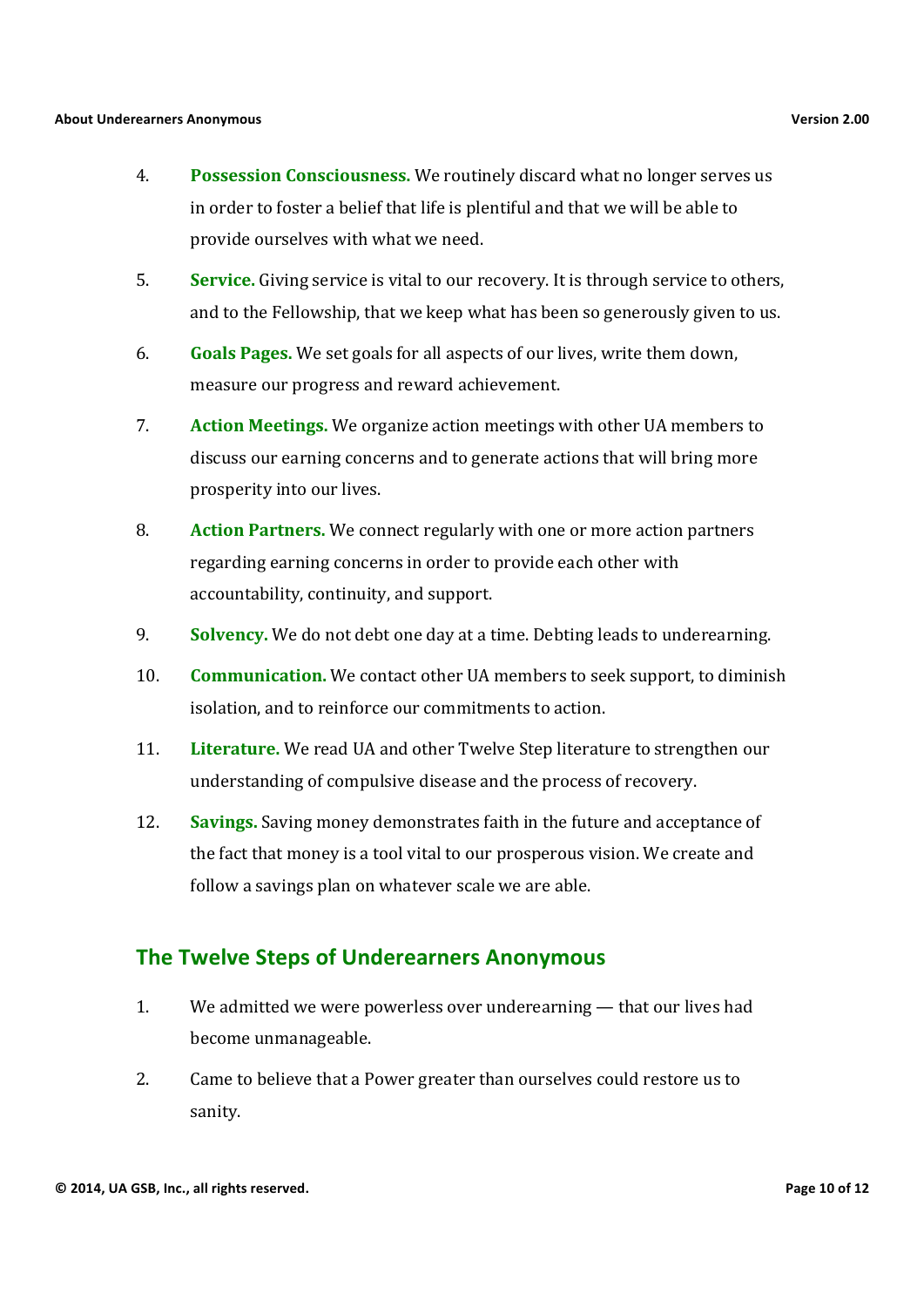4. **Possession Consciousness.** We routinely discard what no longer serves us in order to foster a belief that life is plentiful and that we will be able to provide ourselves with what we need.

5. **Service.** Giving service is vital to our recovery. It is through service to others, and to the Fellowship, that we keep what has been so generously given to us.

6. **Goals Pages.** We set goals for all aspects of our lives, write them down, measure our progress and reward achievement.

7. **Action Meetings.** We organize action meetings with other UA members to discuss our earning concerns and to generate actions that will bring more prosperity into our lives.

8. **Action Partners.** We connect regularly with one or more action partners regarding earning concerns in order to provide each other with accountability, continuity, and support.

9. **Solvency.** We do not debt one day at a time. Debting leads to underearning.

10. **Communication.** We contact other UA members to seek support, to diminish isolation, and to reinforce our commitments to action.

11. **Literature.** We read UA and other Twelve Step literature to strengthen our understanding of compulsive disease and the process of recovery.

12. **Savings.** Saving money demonstrates faith in the future and acceptance of the fact that money is a tool vital to our prosperous vision. We create and follow a savings plan on whatever scale we are able.

## The Twelve Steps of Underearners Anonymous

1. We admitted we were powerless over underearning — that our lives had become unmanageable.

2. Came to believe that a Power greater than ourselves could restore us to sanity.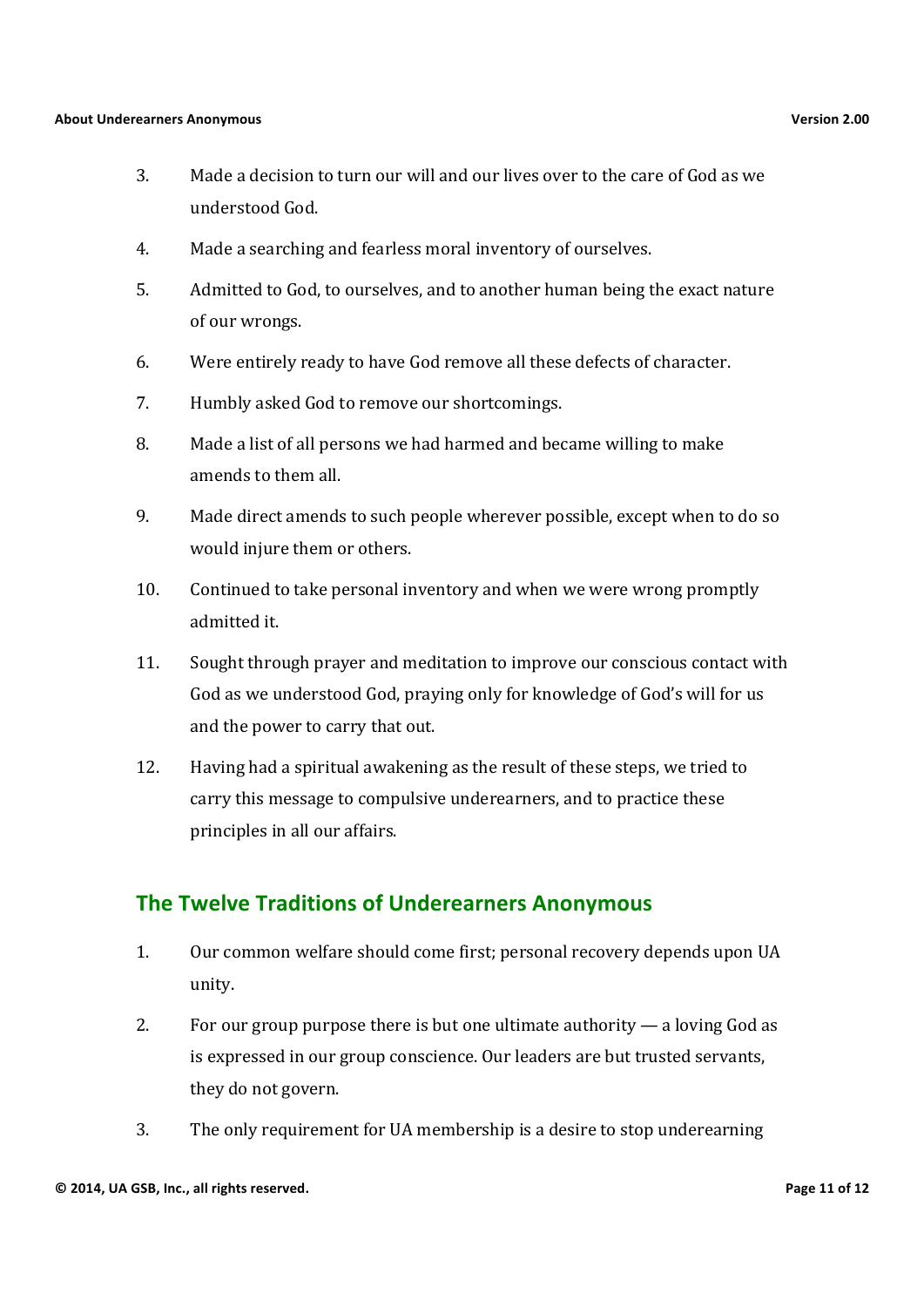3. Made a decision to turn our will and our lives over to the care of God as we understood God.
4. Made a searching and fearless moral inventory of ourselves.
5. Admitted to God, to ourselves, and to another human being the exact nature of our wrongs.
6. Were entirely ready to have God remove all these defects of character.
7. Humbly asked God to remove our shortcomings.
8. Made a list of all persons we had harmed and became willing to make amends to them all.
9. Made direct amends to such people wherever possible, except when to do so would injure them or others.
10. Continued to take personal inventory and when we were wrong promptly admitted it.
11. Sought through prayer and meditation to improve our conscious contact with God as we understood God, praying only for knowledge of God's will for us and the power to carry that out.
12. Having had a spiritual awakening as the result of these steps, we tried to carry this message to compulsive underearners, and to practice these principles in all our affairs.

## The Twelve Traditions of Underearners Anonymous

1. Our common welfare should come first; personal recovery depends upon UA unity.
2. For our group purpose there is but one ultimate authority — a loving God as is expressed in our group conscience. Our leaders are but trusted servants, they do not govern.
3. The only requirement for UA membership is a desire to stop underearning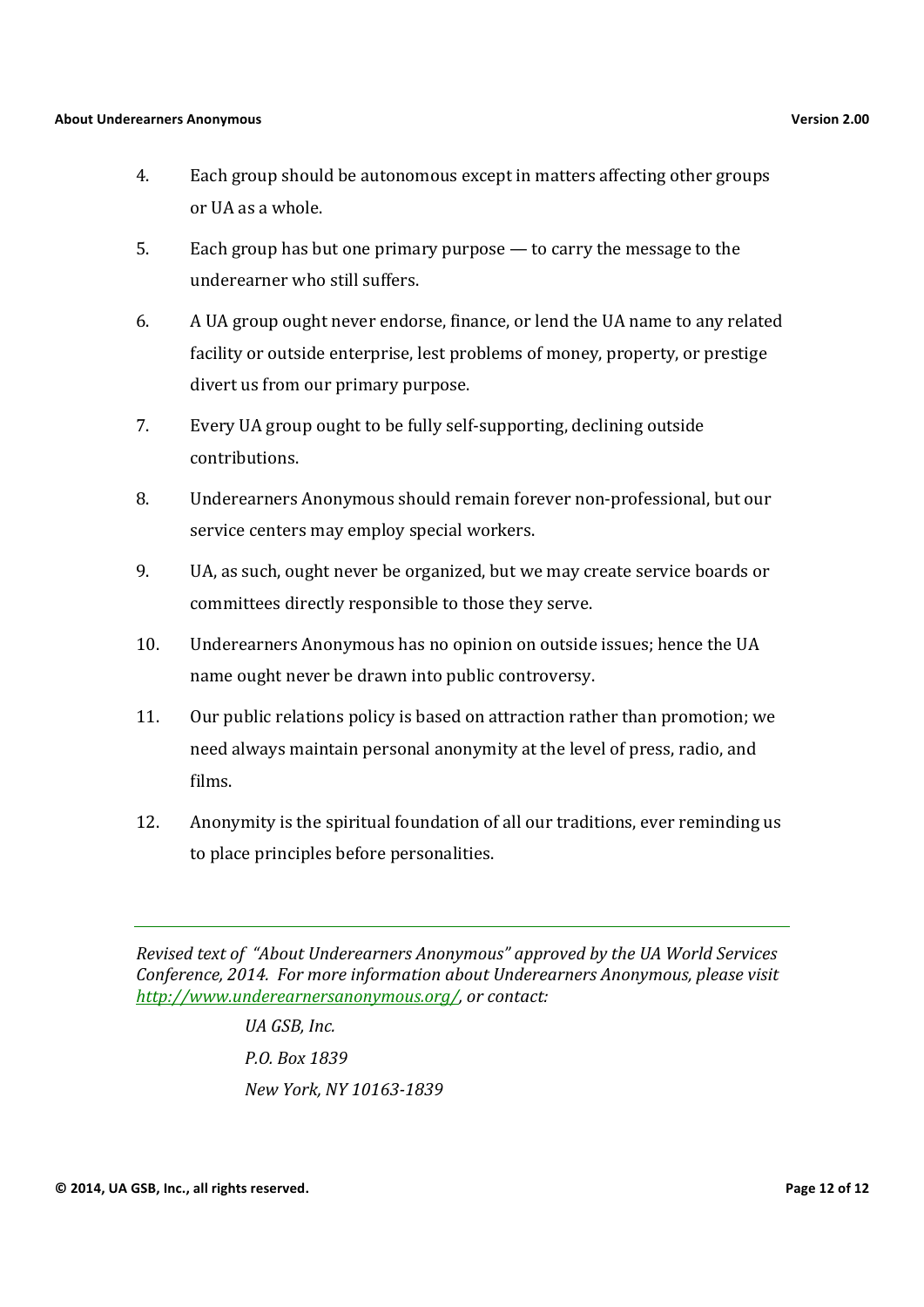4. Each group should be autonomous except in matters affecting other groups or UA as a whole.
5. Each group has but one primary purpose — to carry the message to the underearner who still suffers.
6. A UA group ought never endorse, finance, or lend the UA name to any related facility or outside enterprise, lest problems of money, property, or prestige divert us from our primary purpose.
7. Every UA group ought to be fully self-supporting, declining outside contributions.
8. Underearners Anonymous should remain forever non-professional, but our service centers may employ special workers.
9. UA, as such, ought never be organized, but we may create service boards or committees directly responsible to those they serve.
10. Underearners Anonymous has no opinion on outside issues; hence the UA name ought never be drawn into public controversy.
11. Our public relations policy is based on attraction rather than promotion; we need always maintain personal anonymity at the level of press, radio, and films.
12. Anonymity is the spiritual foundation of all our traditions, ever reminding us to place principles before personalities.

---

*Revised text of "About Underearners Anonymous" approved by the UA World Services Conference, 2014. For more information about Underearners Anonymous, please visit [http://www.underearnersanonymous.org/](http://www.underearnersanonymous.org/), or contact:*

*UA GSB, Inc.*

*P.O. Box 1839*

*New York, NY 10163-1839*

© 2014, UA GSB, Inc., all rights reserved.